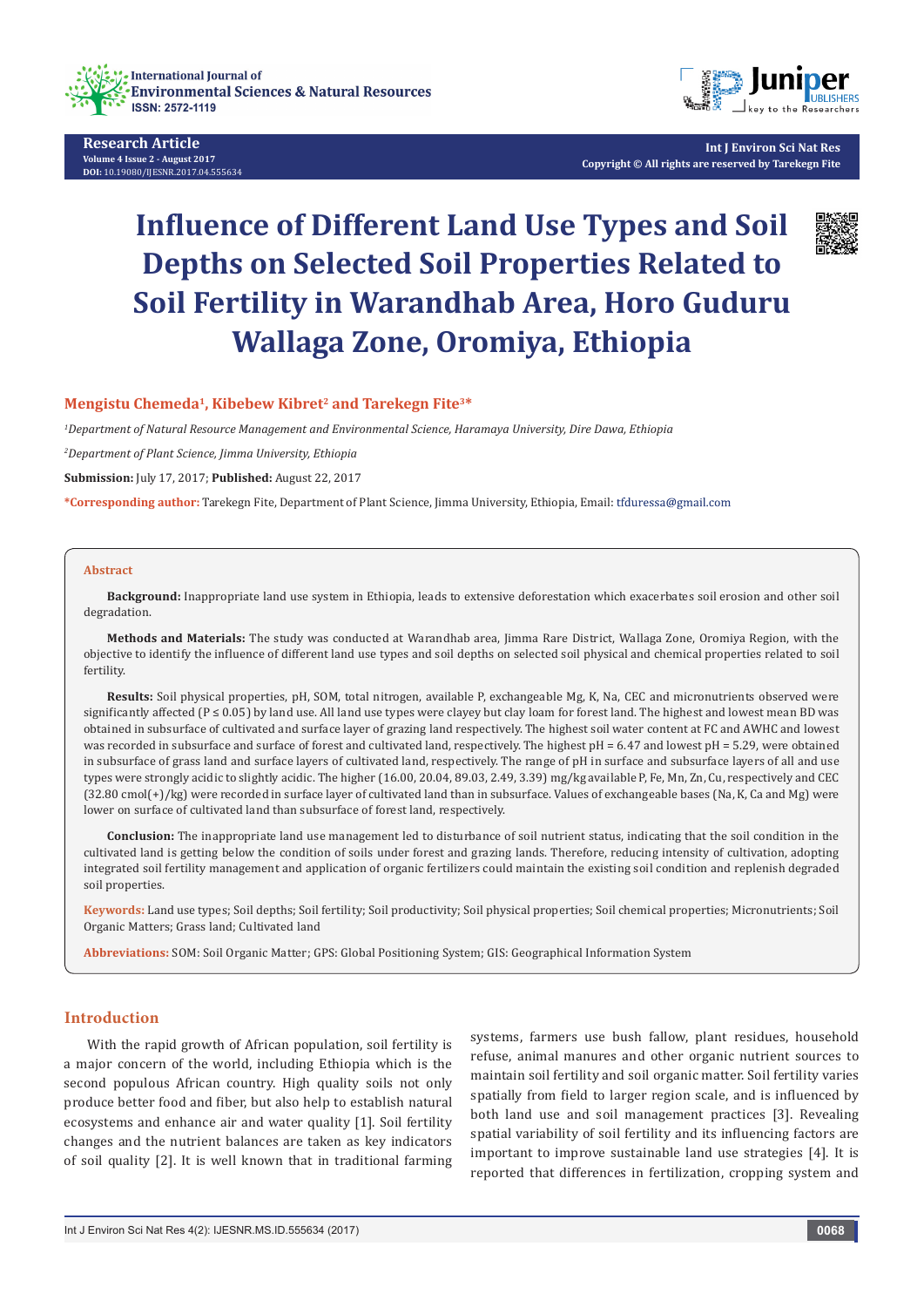# Influence of Different Land Use Types and Soil Depths on Selected Soil Properties Related to Soil Fertility in Warandhab Area, Horo Guduru Wallaga Zone, Oromiya, Ethiopia

**Mengistu Chemeda[1], Kibebew Kibret[2] and Tarekegn Fite[3]***

*[1]Department of Natural Resource Management and Environmental Science, Haramaya University, Dire Dawa, Ethiopia*

*[2]Department of Plant Science, Jimma University, Ethiopia*

**Submission:** July 17, 2017; **Published:** August 22, 2017

***Corresponding author:** Tarekegn Fite, Department of Plant Science, Jimma University, Ethiopia, Email: tfduressa@gmail.com

## Abstract

**Background:** Inappropriate land use system in Ethiopia, leads to extensive deforestation which exacerbates soil erosion and other soil degradation.

**Methods and Materials:** The study was conducted at Warandhab area, Jimma Rare District, Wallaga Zone, Oromiya Region, with the objective to identify the influence of different land use types and soil depths on selected soil physical and chemical properties related to soil fertility.

**Results:** Soil physical properties, pH, SOM, total nitrogen, available P, exchangeable Mg, K, Na, CEC and micronutrients observed were significantly affected ($P \leq 0.05$) by land use. All land use types were clayey but clay loam for forest land. The highest and lowest mean BD was obtained in subsurface of cultivated and surface layer of grazing land respectively. The highest soil water content at FC and AWHC and lowest was recorded in subsurface and surface of forest and cultivated land, respectively. The highest pH = 6.47 and lowest pH = 5.29, were obtained in subsurface of grass land and surface layers of cultivated land, respectively. The range of pH in surface and subsurface layers of all and use types were strongly acidic to slightly acidic. The higher (16.00, 20.04, 89.03, 2.49, 3.39) mg/kg available P, Fe, Mn, Zn, Cu, respectively and CEC (32.80 cmol(+)/kg) were recorded in surface layer of cultivated land than in subsurface. Values of exchangeable bases (Na, K, Ca and Mg) were lower on surface of cultivated land than subsurface of forest land, respectively.

**Conclusion:** The inappropriate land use management led to disturbance of soil nutrient status, indicating that the soil condition in the cultivated land is getting below the condition of soils under forest and grazing lands. Therefore, reducing intensity of cultivation, adopting integrated soil fertility management and application of organic fertilizers could maintain the existing soil condition and replenish degraded soil properties.

**Keywords:** Land use types; Soil depths; Soil fertility; Soil productivity; Soil physical properties; Soil chemical properties; Micronutrients; Soil Organic Matters; Grass land; Cultivated land

**Abbreviations:** SOM: Soil Organic Matter; GPS: Global Positioning System; GIS: Geographical Information System

## Introduction

With the rapid growth of African population, soil fertility is a major concern of the world, including Ethiopia which is the second populous African country. High quality soils not only produce better food and fiber, but also help to establish natural ecosystems and enhance air and water quality [1]. Soil fertility changes and the nutrient balances are taken as key indicators of soil quality [2]. It is well known that in traditional farming systems, farmers use bush fallow, plant residues, household refuse, animal manures and other organic nutrient sources to maintain soil fertility and soil organic matter. Soil fertility varies spatially from field to larger region scale, and is influenced by both land use and soil management practices [3]. Revealing spatial variability of soil fertility and its influencing factors are important to improve sustainable land use strategies [4]. It is reported that differences in fertilization, cropping system and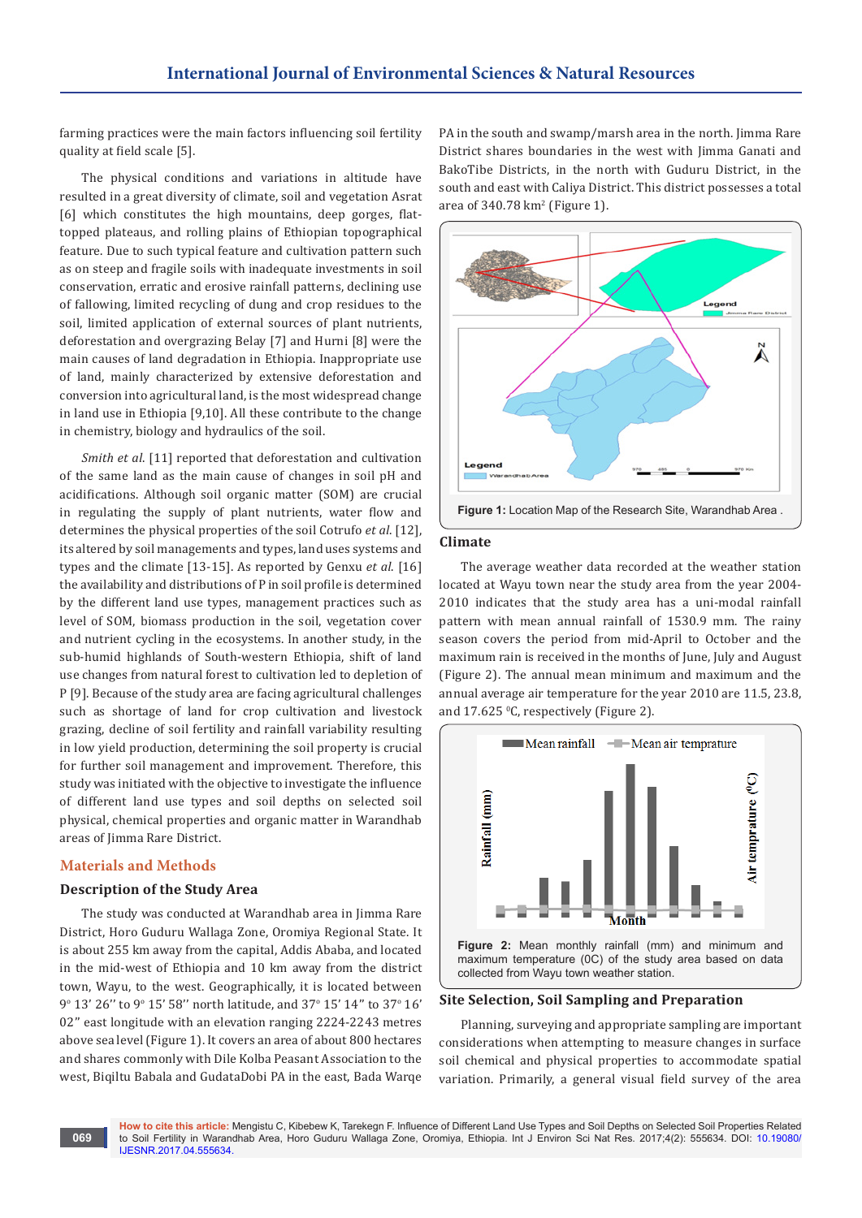farming practices were the main factors influencing soil fertility quality at field scale [5].

The physical conditions and variations in altitude have resulted in a great diversity of climate, soil and vegetation Asrat [6] which constitutes the high mountains, deep gorges, flat-topped plateaus, and rolling plains of Ethiopian topographical feature. Due to such typical feature and cultivation pattern such as on steep and fragile soils with inadequate investments in soil conservation, erratic and erosive rainfall patterns, declining use of fallowing, limited recycling of dung and crop residues to the soil, limited application of external sources of plant nutrients, deforestation and overgrazing Belay [7] and Hurni [8] were the main causes of land degradation in Ethiopia. Inappropriate use of land, mainly characterized by extensive deforestation and conversion into agricultural land, is the most widespread change in land use in Ethiopia [9,10]. All these contribute to the change in chemistry, biology and hydraulics of the soil.

*Smith et al.* [11] reported that deforestation and cultivation of the same land as the main cause of changes in soil pH and acidifications. Although soil organic matter (SOM) are crucial in regulating the supply of plant nutrients, water flow and determines the physical properties of the soil Cotrufo *et al.* [12], its altered by soil managements and types, land uses systems and types and the climate [13-15]. As reported by Genxu *et al.* [16] the availability and distributions of P in soil profile is determined by the different land use types, management practices such as level of SOM, biomass production in the soil, vegetation cover and nutrient cycling in the ecosystems. In another study, in the sub-humid highlands of South-western Ethiopia, shift of land use changes from natural forest to cultivation led to depletion of P [9]. Because of the study area are facing agricultural challenges such as shortage of land for crop cultivation and livestock grazing, decline of soil fertility and rainfall variability resulting in low yield production, determining the soil property is crucial for further soil management and improvement. Therefore, this study was initiated with the objective to investigate the influence of different land use types and soil depths on selected soil physical, chemical properties and organic matter in Warandhab areas of Jimma Rare District.

## Materials and Methods

### Description of the Study Area

The study was conducted at Warandhab area in Jimma Rare District, Horo Guduru Wallaga Zone, Oromiya Regional State. It is about 255 km away from the capital, Addis Ababa, and located in the mid-west of Ethiopia and 10 km away from the district town, Wayu, to the west. Geographically, it is located between 9° 13′ 26″ to 9° 15′ 58″ north latitude, and 37° 15′ 14″ to 37° 16′ 02″ east longitude with an elevation ranging 2224-2243 metres above sea level (Figure 1). It covers an area of about 800 hectares and shares commonly with Dile Kolba Peasant Association to the west, Biqiltu Babala and GudataDobi PA in the east, Bada Warqe PA in the south and swamp/marsh area in the north. Jimma Rare District shares boundaries in the west with Jimma Ganati and BakoTibe Districts, in the north with Guduru District, in the south and east with Caliya District. This district possesses a total area of 340.78 km² (Figure 1).

**Figure 1:** Location Map of the Research Site, Warandhab Area .

### Climate

The average weather data recorded at the weather station located at Wayu town near the study area from the year 2004-2010 indicates that the study area has a uni-modal rainfall pattern with mean annual rainfall of 1530.9 mm. The rainy season covers the period from mid-April to October and the maximum rain is received in the months of June, July and August (Figure 2). The annual mean minimum and maximum and the annual average air temperature for the year 2010 are 11.5, 23.8, and 17.625 °C, respectively (Figure 2).

**Figure 2:** Mean monthly rainfall (mm) and minimum and maximum temperature (0C) of the study area based on data collected from Wayu town weather station.

### Site Selection, Soil Sampling and Preparation

Planning, surveying and appropriate sampling are important considerations when attempting to measure changes in surface soil chemical and physical properties to accommodate spatial variation. Primarily, a general visual field survey of the area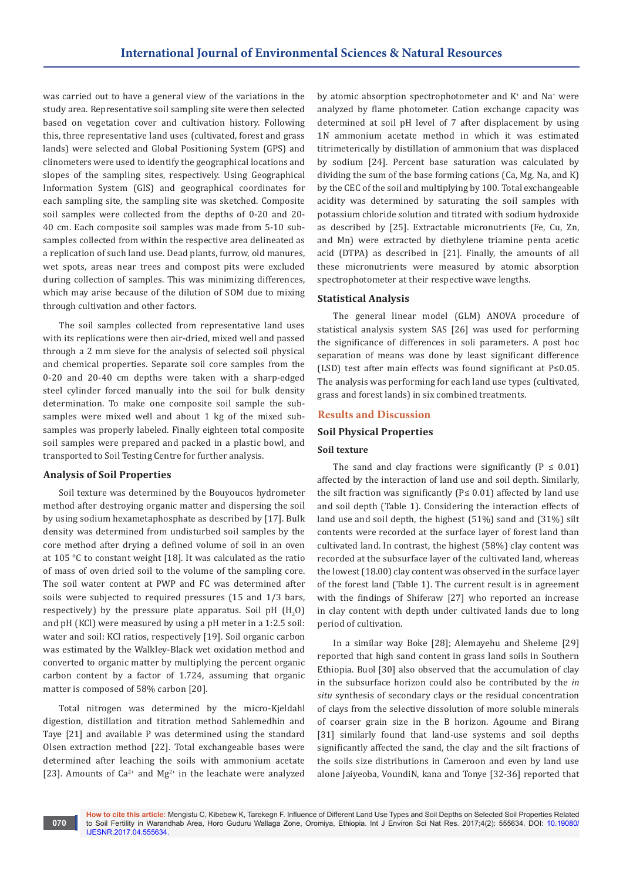was carried out to have a general view of the variations in the study area. Representative soil sampling site were then selected based on vegetation cover and cultivation history. Following this, three representative land uses (cultivated, forest and grass lands) were selected and Global Positioning System (GPS) and clinometers were used to identify the geographical locations and slopes of the sampling sites, respectively. Using Geographical Information System (GIS) and geographical coordinates for each sampling site, the sampling site was sketched. Composite soil samples were collected from the depths of 0-20 and 20-40 cm. Each composite soil samples was made from 5-10 sub-samples collected from within the respective area delineated as a replication of such land use. Dead plants, furrow, old manures, wet spots, areas near trees and compost pits were excluded during collection of samples. This was minimizing differences, which may arise because of the dilution of SOM due to mixing through cultivation and other factors.

The soil samples collected from representative land uses with its replications were then air-dried, mixed well and passed through a 2 mm sieve for the analysis of selected soil physical and chemical properties. Separate soil core samples from the 0-20 and 20-40 cm depths were taken with a sharp-edged steel cylinder forced manually into the soil for bulk density determination. To make one composite soil sample the sub-samples were mixed well and about 1 kg of the mixed sub-samples was properly labeled. Finally eighteen total composite soil samples were prepared and packed in a plastic bowl, and transported to Soil Testing Centre for further analysis.

### Analysis of Soil Properties

Soil texture was determined by the Bouyoucos hydrometer method after destroying organic matter and dispersing the soil by using sodium hexametaphosphate as described by [17]. Bulk density was determined from undisturbed soil samples by the core method after drying a defined volume of soil in an oven at 105 °C to constant weight [18]. It was calculated as the ratio of mass of oven dried soil to the volume of the sampling core. The soil water content at PWP and FC was determined after soils were subjected to required pressures (15 and 1/3 bars, respectively) by the pressure plate apparatus. Soil pH ($H_2O$) and pH (KCl) were measured by using a pH meter in a 1:2.5 soil: water and soil: KCl ratios, respectively [19]. Soil organic carbon was estimated by the Walkley-Black wet oxidation method and converted to organic matter by multiplying the percent organic carbon content by a factor of 1.724, assuming that organic matter is composed of 58% carbon [20].

Total nitrogen was determined by the micro-Kjeldahl digestion, distillation and titration method Sahlemedhin and Taye [21] and available P was determined using the standard Olsen extraction method [22]. Total exchangeable bases were determined after leaching the soils with ammonium acetate [23]. Amounts of $Ca^{2+}$ and $Mg^{2+}$ in the leachate were analyzed by atomic absorption spectrophotometer and $K^+$ and $Na^+$ were analyzed by flame photometer. Cation exchange capacity was determined at soil pH level of 7 after displacement by using 1N ammonium acetate method in which it was estimated titrimetrically by distillation of ammonium that was displaced by sodium [24]. Percent base saturation was calculated by dividing the sum of the base forming cations (Ca, Mg, Na, and K) by the CEC of the soil and multiplying by 100. Total exchangeable acidity was determined by saturating the soil samples with potassium chloride solution and titrated with sodium hydroxide as described by [25]. Extractable micronutrients (Fe, Cu, Zn, and Mn) were extracted by diethylene triamine penta acetic acid (DTPA) as described in [21]. Finally, the amounts of all these micronutrients were measured by atomic absorption spectrophotometer at their respective wave lengths.

### Statistical Analysis

The general linear model (GLM) ANOVA procedure of statistical analysis system SAS [26] was used for performing the significance of differences in soli parameters. A post hoc separation of means was done by least significant difference (LSD) test after main effects was found significant at P≤0.05. The analysis was performing for each land use types (cultivated, grass and forest lands) in six combined treatments.

## Results and Discussion

### Soil Physical Properties

#### Soil texture

The sand and clay fractions were significantly ($P \leq 0.01$) affected by the interaction of land use and soil depth. Similarly, the silt fraction was significantly ($P \leq 0.01$) affected by land use and soil depth (Table 1). Considering the interaction effects of land use and soil depth, the highest (51%) sand and (31%) silt contents were recorded at the surface layer of forest land than cultivated land. In contrast, the highest (58%) clay content was recorded at the subsurface layer of the cultivated land, whereas the lowest (18.00) clay content was observed in the surface layer of the forest land (Table 1). The current result is in agreement with the findings of Shiferaw [27] who reported an increase in clay content with depth under cultivated lands due to long period of cultivation.

In a similar way Boke [28]; Alemayehu and Sheleme [29] reported that high sand content in grass land soils in Southern Ethiopia. Buol [30] also observed that the accumulation of clay in the subsurface horizon could also be contributed by the *in situ* synthesis of secondary clays or the residual concentration of clays from the selective dissolution of more soluble minerals of coarser grain size in the B horizon. Agoume and Birang [31] similarly found that land-use systems and soil depths significantly affected the sand, the clay and the silt fractions of the soils size distributions in Cameroon and even by land use alone Jaiyeoba, VoundiN, kana and Tonye [32-36] reported that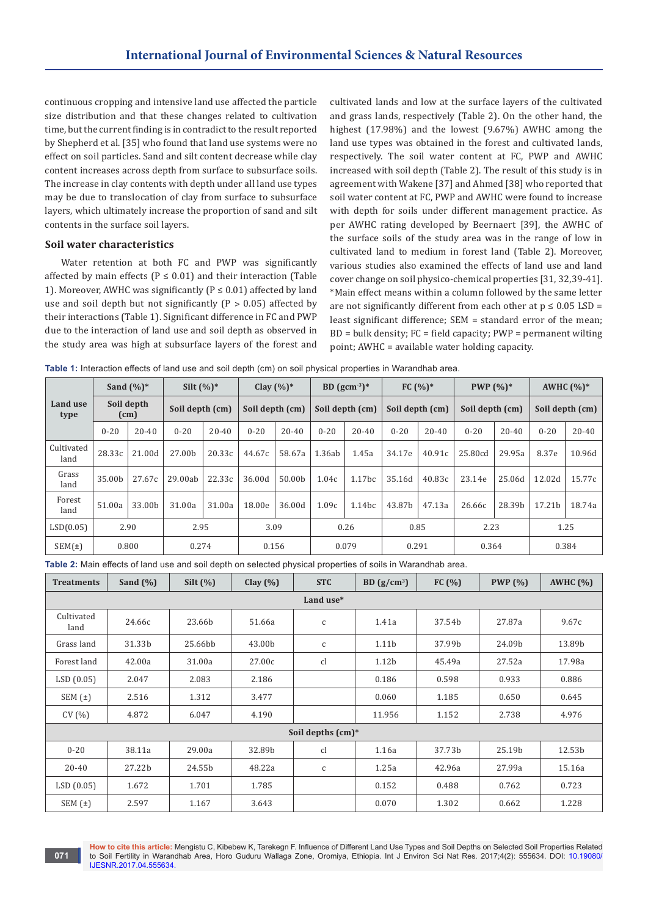continuous cropping and intensive land use affected the particle size distribution and that these changes related to cultivation time, but the current finding is in contradict to the result reported by Shepherd et al. [35] who found that land use systems were no effect on soil particles. Sand and silt content decrease while clay content increases across depth from surface to subsurface soils. The increase in clay contents with depth under all land use types may be due to translocation of clay from surface to subsurface layers, which ultimately increase the proportion of sand and silt contents in the surface soil layers.

### Soil water characteristics

Water retention at both FC and PWP was significantly affected by main effects (P ≤ 0.01) and their interaction (Table 1). Moreover, AWHC was significantly (P ≤ 0.01) affected by land use and soil depth but not significantly (P > 0.05) affected by their interactions (Table 1). Significant difference in FC and PWP due to the interaction of land use and soil depth as observed in the study area was high at subsurface layers of the forest and cultivated lands and low at the surface layers of the cultivated and grass lands, respectively (Table 2). On the other hand, the highest (17.98%) and the lowest (9.67%) AWHC among the land use types was obtained in the forest and cultivated lands, respectively. The soil water content at FC, PWP and AWHC increased with soil depth (Table 2). The result of this study is in agreement with Wakene [37] and Ahmed [38] who reported that soil water content at FC, PWP and AWHC were found to increase with depth for soils under different management practice. As per AWHC rating developed by Beernaert [39], the AWHC of the surface soils of the study area was in the range of low in cultivated land to medium in forest land (Table 2). Moreover, various studies also examined the effects of land use and land cover change on soil physico-chemical properties [31, 32,39-41]. *Main effect means within a column followed by the same letter are not significantly different from each other at p ≤ 0.05 LSD = least significant difference; SEM = standard error of the mean; BD = bulk density; FC = field capacity; PWP = permanent wilting point; AWHC = available water holding capacity.

**Table 1:** Interaction effects of land use and soil depth (cm) on soil physical properties in Warandhab area.

| Land use type | Sand (%)* | | Silt (%)* | | Clay (%)* | | BD ($gcm^{-3}$)* | | FC (%)* | | PWP (%)* | | AWHC (%)* | |
|---|---|---|---|---|---|---|---|---|---|---|---|---|---|---|
| | Soil depth (cm) | | Soil depth (cm) | | Soil depth (cm) | | Soil depth (cm) | | Soil depth (cm) | | Soil depth (cm) | | Soil depth (cm) | |
| | 0-20 | 20-40 | 0-20 | 20-40 | 0-20 | 20-40 | 0-20 | 20-40 | 0-20 | 20-40 | 0-20 | 20-40 | 0-20 | 20-40 |
| Cultivated land | 28.33c | 21.00d | 27.00b | 20.33c | 44.67c | 58.67a | 1.36ab | 1.45a | 34.17e | 40.91c | 25.80cd | 29.95a | 8.37e | 10.96d |
| Grass land | 35.00b | 27.67c | 29.00ab | 22.33c | 36.00d | 50.00b | 1.04c | 1.17bc | 35.16d | 40.83c | 23.14e | 25.06d | 12.02d | 15.77c |
| Forest land | 51.00a | 33.00b | 31.00a | 31.00a | 18.00e | 36.00d | 1.09c | 1.14bc | 43.87b | 47.13a | 26.66c | 28.39b | 17.21b | 18.74a |
| LSD(0.05) | 2.90 | | 2.95 | | 3.09 | | 0.26 | | 0.85 | | 2.23 | | 1.25 | |
| SEM(±) | 0.800 | | 0.274 | | 0.156 | | 0.079 | | 0.291 | | 0.364 | | 0.384 | |

**Table 2:** Main effects of land use and soil depth on selected physical properties of soils in Warandhab area.

| Treatments | Sand (%) | Silt (%) | Clay (%) | STC | BD (g/cm³) | FC (%) | PWP (%) | AWHC (%) |
|---|---|---|---|---|---|---|---|---|
| **Land use*** | | | | | | | | |
| Cultivated land | 24.66c | 23.66b | 51.66a | c | 1.41a | 37.54b | 27.87a | 9.67c |
| Grass land | 31.33b | 25.66bb | 43.00b | c | 1.11b | 37.99b | 24.09b | 13.89b |
| Forest land | 42.00a | 31.00a | 27.00c | cl | 1.12b | 45.49a | 27.52a | 17.98a |
| LSD (0.05) | 2.047 | 2.083 | 2.186 | | 0.186 | 0.598 | 0.933 | 0.886 |
| SEM (±) | 2.516 | 1.312 | 3.477 | | 0.060 | 1.185 | 0.650 | 0.645 |
| CV (%) | 4.872 | 6.047 | 4.190 | | 11.956 | 1.152 | 2.738 | 4.976 |
| **Soil depths (cm)*** | | | | | | | | |
| 0-20 | 38.11a | 29.00a | 32.89b | cl | 1.16a | 37.73b | 25.19b | 12.53b |
| 20-40 | 27.22b | 24.55b | 48.22a | c | 1.25a | 42.96a | 27.99a | 15.16a |
| LSD (0.05) | 1.672 | 1.701 | 1.785 | | 0.152 | 0.488 | 0.762 | 0.723 |
| SEM (±) | 2.597 | 1.167 | 3.643 | | 0.070 | 1.302 | 0.662 | 1.228 |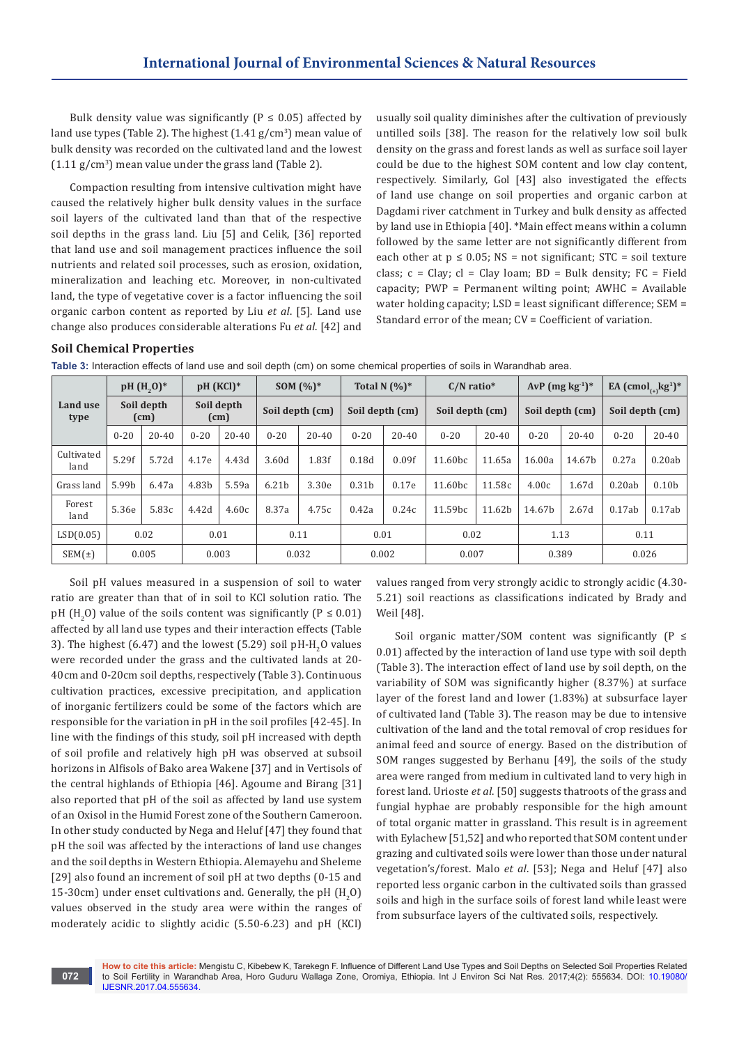Bulk density value was significantly ($P \leq 0.05$) affected by land use types (Table 2). The highest (1.41 g/cm$^3$) mean value of bulk density was recorded on the cultivated land and the lowest (1.11 g/cm$^3$) mean value under the grass land (Table 2).

Compaction resulting from intensive cultivation might have caused the relatively higher bulk density values in the surface soil layers of the cultivated land than that of the respective soil depths in the grass land. Liu [5] and Celik, [36] reported that land use and soil management practices influence the soil nutrients and related soil processes, such as erosion, oxidation, mineralization and leaching etc. Moreover, in non-cultivated land, the type of vegetative cover is a factor influencing the soil organic carbon content as reported by Liu *et al*. [5]. Land use change also produces considerable alterations Fu *et al*. [42] and usually soil quality diminishes after the cultivation of previously untilled soils [38]. The reason for the relatively low soil bulk density on the grass and forest lands as well as surface soil layer could be due to the highest SOM content and low clay content, respectively. Similarly, Gol [43] also investigated the effects of land use change on soil properties and organic carbon at Dagdami river catchment in Turkey and bulk density as affected by land use in Ethiopia [40]. *Main effect means within a column followed by the same letter are not significantly different from each other at $p \leq 0.05$; NS = not significant; STC = soil texture class; c = Clay; cl = Clay loam; BD = Bulk density; FC = Field capacity; PWP = Permanent wilting point; AWHC = Available water holding capacity; LSD = least significant difference; SEM = Standard error of the mean; CV = Coefficient of variation.

## Soil Chemical Properties

**Table 3:** Interaction effects of land use and soil depth (cm) on some chemical properties of soils in Warandhab area.

| Land use type | pH ($H_2O$)* | | pH (KCl)* | | SOM (%)* | | Total N (%)* | | C/N ratio* | | AvP (mg kg$^{-1}$)* | | EA (cmol$_{(+)}$kg$^{1}$)* | |
|---|---|---|---|---|---|---|---|---|---|---|---|---|---|---|
| | Soil depth (cm) | | Soil depth (cm) | | Soil depth (cm) | | Soil depth (cm) | | Soil depth (cm) | | Soil depth (cm) | | Soil depth (cm) | |
| | 0-20 | 20-40 | 0-20 | 20-40 | 0-20 | 20-40 | 0-20 | 20-40 | 0-20 | 20-40 | 0-20 | 20-40 | 0-20 | 20-40 |
| Cultivated land | 5.29f | 5.72d | 4.17e | 4.43d | 3.60d | 1.83f | 0.18d | 0.09f | 11.60bc | 11.65a | 16.00a | 14.67b | 0.27a | 0.20ab |
| Grass land | 5.99b | 6.47a | 4.83b | 5.59a | 6.21b | 3.30e | 0.31b | 0.17e | 11.60bc | 11.58c | 4.00c | 1.67d | 0.20ab | 0.10b |
| Forest land | 5.36e | 5.83c | 4.42d | 4.60c | 8.37a | 4.75c | 0.42a | 0.24c | 11.59bc | 11.62b | 14.67b | 2.67d | 0.17ab | 0.17ab |
| LSD(0.05) | 0.02 | | 0.01 | | 0.11 | | 0.01 | | 0.02 | | 1.13 | | 0.11 | |
| SEM(±) | 0.005 | | 0.003 | | 0.032 | | 0.002 | | 0.007 | | 0.389 | | 0.026 | |

Soil pH values measured in a suspension of soil to water ratio are greater than that of in soil to KCl solution ratio. The pH ($H_2O$) value of the soils content was significantly ($P \leq 0.01$) affected by all land use types and their interaction effects (Table 3). The highest (6.47) and the lowest (5.29) soil pH-$H_2O$ values were recorded under the grass and the cultivated lands at 20-40cm and 0-20cm soil depths, respectively (Table 3). Continuous cultivation practices, excessive precipitation, and application of inorganic fertilizers could be some of the factors which are responsible for the variation in pH in the soil profiles [42-45]. In line with the findings of this study, soil pH increased with depth of soil profile and relatively high pH was observed at subsoil horizons in Alfisols of Bako area Wakene [37] and in Vertisols of the central highlands of Ethiopia [46]. Agoume and Birang [31] also reported that pH of the soil as affected by land use system of an Oxisol in the Humid Forest zone of the Southern Cameroon. In other study conducted by Nega and Heluf [47] they found that pH the soil was affected by the interactions of land use changes and the soil depths in Western Ethiopia. Alemayehu and Sheleme [29] also found an increment of soil pH at two depths (0-15 and 15-30cm) under enset cultivations and. Generally, the pH ($H_2O$) values observed in the study area were within the ranges of moderately acidic to slightly acidic (5.50-6.23) and pH (KCl) values ranged from very strongly acidic to strongly acidic (4.30-5.21) soil reactions as classifications indicated by Brady and Weil [48].

Soil organic matter/SOM content was significantly ($P \leq 0.01$) affected by the interaction of land use type with soil depth (Table 3). The interaction effect of land use by soil depth, on the variability of SOM was significantly higher (8.37%) at surface layer of the forest land and lower (1.83%) at subsurface layer of cultivated land (Table 3). The reason may be due to intensive cultivation of the land and the total removal of crop residues for animal feed and source of energy. Based on the distribution of SOM ranges suggested by Berhanu [49], the soils of the study area were ranged from medium in cultivated land to very high in forest land. Urioste *et al*. [50] suggests thatroots of the grass and fungial hyphae are probably responsible for the high amount of total organic matter in grassland. This result is in agreement with Eylachew [51,52] and who reported that SOM content under grazing and cultivated soils were lower than those under natural vegetation's/forest. Malo *et al*. [53]; Nega and Heluf [47] also reported less organic carbon in the cultivated soils than grassed soils and high in the surface soils of forest land while least were from subsurface layers of the cultivated soils, respectively.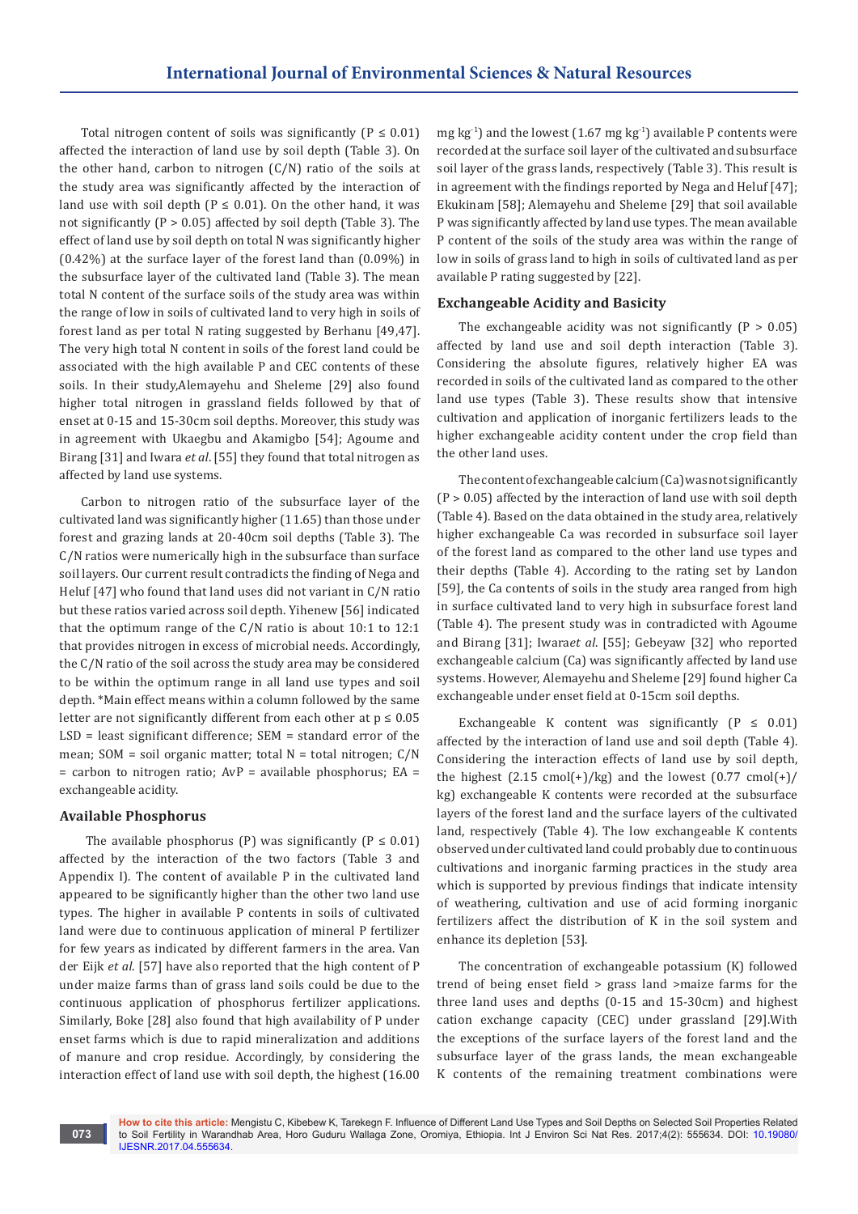Total nitrogen content of soils was significantly ($P \leq 0.01$) affected the interaction of land use by soil depth (Table 3). On the other hand, carbon to nitrogen (C/N) ratio of the soils at the study area was significantly affected by the interaction of land use with soil depth ($P \leq 0.01$). On the other hand, it was not significantly ($P > 0.05$) affected by soil depth (Table 3). The effect of land use by soil depth on total N was significantly higher (0.42%) at the surface layer of the forest land than (0.09%) in the subsurface layer of the cultivated land (Table 3). The mean total N content of the surface soils of the study area was within the range of low in soils of cultivated land to very high in soils of forest land as per total N rating suggested by Berhanu [49,47]. The very high total N content in soils of the forest land could be associated with the high available P and CEC contents of these soils. In their study,Alemayehu and Sheleme [29] also found higher total nitrogen in grassland fields followed by that of enset at 0-15 and 15-30cm soil depths. Moreover, this study was in agreement with Ukaegbu and Akamigbo [54]; Agoume and Birang [31] and Iwara *et al*. [55] they found that total nitrogen as affected by land use systems.

Carbon to nitrogen ratio of the subsurface layer of the cultivated land was significantly higher (11.65) than those under forest and grazing lands at 20-40cm soil depths (Table 3). The C/N ratios were numerically high in the subsurface than surface soil layers. Our current result contradicts the finding of Nega and Heluf [47] who found that land uses did not variant in C/N ratio but these ratios varied across soil depth. Yihenew [56] indicated that the optimum range of the C/N ratio is about 10:1 to 12:1 that provides nitrogen in excess of microbial needs. Accordingly, the C/N ratio of the soil across the study area may be considered to be within the optimum range in all land use types and soil depth. *Main effect means within a column followed by the same letter are not significantly different from each other at $p \leq 0.05$ LSD = least significant difference; SEM = standard error of the mean; SOM = soil organic matter; total N = total nitrogen; C/N = carbon to nitrogen ratio; AvP = available phosphorus; EA = exchangeable acidity.

### Available Phosphorus

The available phosphorus (P) was significantly ($P \leq 0.01$) affected by the interaction of the two factors (Table 3 and Appendix I). The content of available P in the cultivated land appeared to be significantly higher than the other two land use types. The higher in available P contents in soils of cultivated land were due to continuous application of mineral P fertilizer for few years as indicated by different farmers in the area. Van der Eijk *et al*. [57] have also reported that the high content of P under maize farms than of grass land soils could be due to the continuous application of phosphorus fertilizer application. Similarly, Boke [28] also found that high availability of P under enset farms which is due to rapid mineralization and additions of manure and crop residue. Accordingly, by considering the interaction effect of land use with soil depth, the highest (16.00 mg $kg^{-1}$) and the lowest (1.67 mg $kg^{-1}$) available P contents were recorded at the surface soil layer of the cultivated and subsurface soil layer of the grass lands, respectively (Table 3). This result is in agreement with the findings reported by Nega and Heluf [47]; Ekukinam [58]; Alemayehu and Sheleme [29] that soil available P was significantly affected by land use types. The mean available P content of the soils of the study area was within the range of low in soils of grass land to high in soils of cultivated land as per available P rating suggested by [22].

### Exchangeable Acidity and Basicity

The exchangeable acidity was not significantly ($P > 0.05$) affected by land use and soil depth interaction (Table 3). Considering the absolute figures, relatively higher EA was recorded in soils of the cultivated land as compared to the other land use types (Table 3). These results show that intensive cultivation and application of inorganic fertilizers leads to the higher exchangeable acidity content under the crop field than the other land uses.

The content of exchangeable calcium (Ca) was not significantly ($P > 0.05$) affected by the interaction of land use with soil depth (Table 4). Based on the data obtained in the study area, relatively higher exchangeable Ca was recorded in subsurface soil layer of the forest land as compared to the other land use types and their depths (Table 4). According to the rating set by Landon [59], the Ca contents of soils in the study area ranged from high in surface cultivated land to very high in subsurface forest land (Table 4). The present study was in contradicted with Agoume and Birang [31]; Iwara *et al*. [55]; Gebeyaw [32] who reported exchangeable calcium (Ca) was significantly affected by land use systems. However, Alemayehu and Sheleme [29] found higher Ca exchangeable under enset field at 0-15cm soil depths.

Exchangeable K content was significantly ($P \leq 0.01$) affected by the interaction of land use and soil depth (Table 4). Considering the interaction effects of land use by soil depth, the highest (2.15 cmol(+)/kg) and the lowest (0.77 cmol(+)/kg) exchangeable K contents were recorded at the subsurface layers of the forest land and the surface layers of the cultivated land, respectively (Table 4). The low exchangeable K contents observed under cultivated land could probably due to continuous cultivations and inorganic farming practices in the study area which is supported by previous findings that indicate intensity of weathering, cultivation and use of acid forming inorganic fertilizers affect the distribution of K in the soil system and enhance its depletion [53].

The concentration of exchangeable potassium (K) followed trend of being enset field > grass land >maize farms for the three land uses and depths (0-15 and 15-30cm) and highest cation exchange capacity (CEC) under grassland [29].With the exceptions of the surface layers of the forest land and the subsurface layer of the grass lands, the mean exchangeable K contents of the remaining treatment combinations were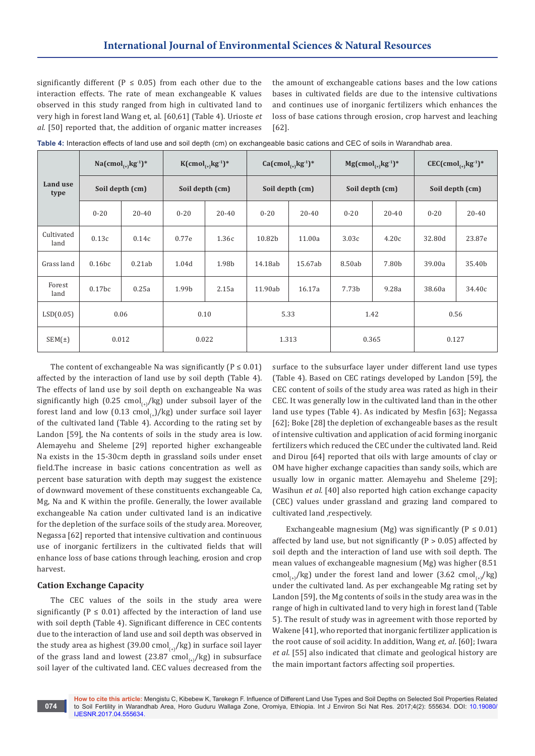significantly different (P ≤ 0.05) from each other due to the interaction effects. The rate of mean exchangeable K values observed in this study ranged from high in cultivated land to very high in forest land Wang et, al. [60,61] (Table 4). Urioste *et al.* [50] reported that, the addition of organic matter increases the amount of exchangeable cations bases and the low cations bases in cultivated fields are due to the intensive cultivations and continues use of inorganic fertilizers which enhances the loss of base cations through erosion, crop harvest and leaching [62].

**Table 4:** Interaction effects of land use and soil depth (cm) on exchangeable basic cations and CEC of soils in Warandhab area.

| Land use type | Na($cmol_{(+)}kg^{-1}$)* | | K($cmol_{(+)}kg^{-1}$)* | | Ca($cmol_{(+)}kg^{-1}$)* | | Mg($cmol_{(+)}kg^{-1}$)* | | CEC($cmol_{(+)}kg^{-1}$)* | |
|---|---|---|---|---|---|---|---|---|---|---|
| | Soil depth (cm) | | Soil depth (cm) | | Soil depth (cm) | | Soil depth (cm) | | Soil depth (cm) | |
| | 0-20 | 20-40 | 0-20 | 20-40 | 0-20 | 20-40 | 0-20 | 20-40 | 0-20 | 20-40 |
| Cultivated land | 0.13c | 0.14c | 0.77e | 1.36c | 10.82b | 11.00a | 3.03c | 4.20c | 32.80d | 23.87e |
| Grass land | 0.16bc | 0.21ab | 1.04d | 1.98b | 14.18ab | 15.67ab | 8.50ab | 7.80b | 39.00a | 35.40b |
| Forest land | 0.17bc | 0.25a | 1.99b | 2.15a | 11.90ab | 16.17a | 7.73b | 9.28a | 38.60a | 34.40c |
| LSD(0.05) | 0.06 | | 0.10 | | 5.33 | | 1.42 | | 0.56 | |
| SEM(±) | 0.012 | | 0.022 | | 1.313 | | 0.365 | | 0.127 | |

The content of exchangeable Na was significantly (P ≤ 0.01) affected by the interaction of land use by soil depth (Table 4). The effects of land use by soil depth on exchangeable Na was significantly high (0.25 $cmol_{(+)}$/kg) under subsoil layer of the forest land and low (0.13 $cmol_{(+)}$)/kg) under surface soil layer of the cultivated land (Table 4). According to the rating set by Landon [59], the Na contents of soils in the study area is low. Alemayehu and Sheleme [29] reported higher exchangeable Na exists in the 15-30cm depth in grassland soils under enset field.The increase in basic cations concentration as well as percent base saturation with depth may suggest the existence of downward movement of these constituents exchangeable Ca, Mg, Na and K within the profile. Generally, the lower available exchangeable Na cation under cultivated land is an indicative for the depletion of the surface soils of the study area. Moreover, Negassa [62] reported that intensive cultivation and continuous use of inorganic fertilizers in the cultivated fields that will enhance loss of base cations through leaching, erosion and crop harvest.

### Cation Exchange Capacity

The CEC values of the soils in the study area were significantly (P ≤ 0.01) affected by the interaction of land use with soil depth (Table 4). Significant difference in CEC contents due to the interaction of land use and soil depth was observed in the study area as highest (39.00 $cmol_{(+)}$/kg) in surface soil layer of the grass land and lowest (23.87 $cmol_{(+)}$/kg) in subsurface soil layer of the cultivated land. CEC values decreased from the surface to the subsurface layer under different land use types (Table 4). Based on CEC ratings developed by Landon [59], the CEC content of soils of the study area was rated as high in their CEC. It was generally low in the cultivated land than in the other land use types (Table 4). As indicated by Mesfin [63]; Negassa [62]; Boke [28] the depletion of exchangeable bases as the result of intensive cultivation and application of acid forming inorganic fertilizers which reduced the CEC under the cultivated land. Reid and Dirou [64] reported that oils with large amounts of clay or OM have higher exchange capacities than sandy soils, which are usually low in organic matter. Alemayehu and Sheleme [29]; Wasihun *et al.* [40] also reported high cation exchange capacity (CEC) values under grassland and grazing land compared to cultivated land ,respectively.

Exchangeable magnesium (Mg) was significantly (P ≤ 0.01) affected by land use, but not significantly (P > 0.05) affected by soil depth and the interaction of land use with soil depth. The mean values of exchangeable magnesium (Mg) was higher (8.51 $cmol_{(+)}$/kg) under the forest land and lower (3.62 $cmol_{(+)}$/kg) under the cultivated land. As per exchangeable Mg rating set by Landon [59], the Mg contents of soils in the study area was in the range of high in cultivated land to very high in forest land (Table 5). The result of study was in agreement with those reported by Wakene [41], who reported that inorganic fertilizer application is the root cause of soil acidity. In addition, Wang *et, al*. [60]; Iwara *et al.* [55] also indicated that climate and geological history are the main important factors affecting soil properties.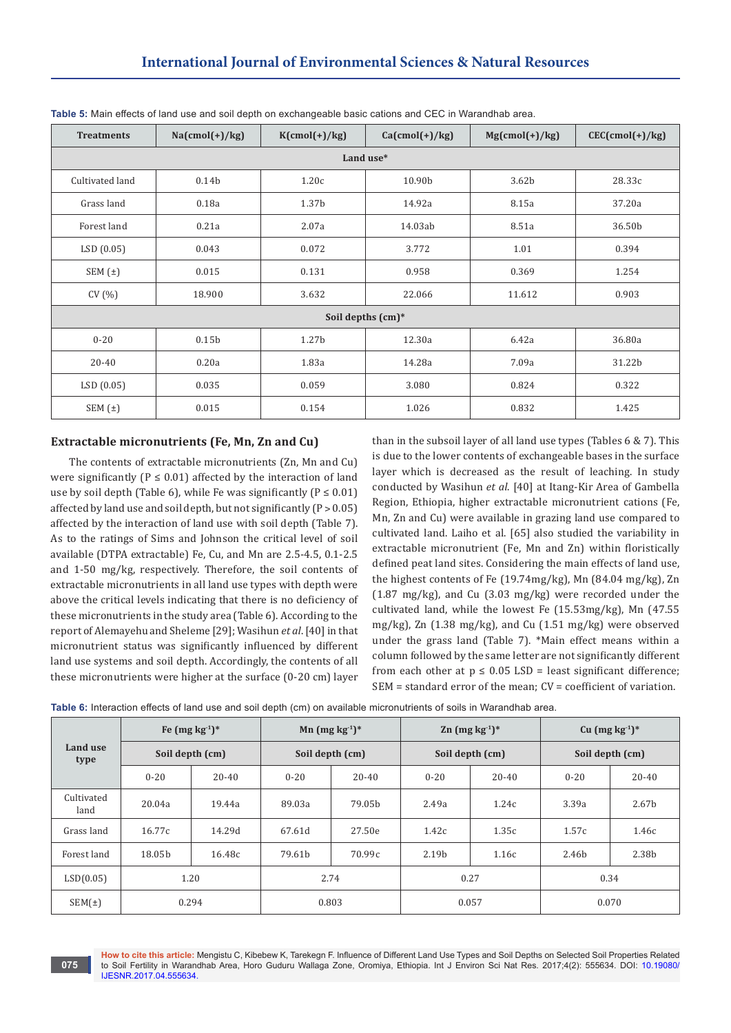**Table 5:** Main effects of land use and soil depth on exchangeable basic cations and CEC in Warandhab area.

| Treatments | Na(cmol(+)/kg) | K(cmol(+)/kg) | Ca(cmol(+)/kg) | Mg(cmol(+)/kg) | CEC(cmol(+)/kg) |
|---|---|---|---|---|---|
| **Land use*** | | | | | |
| Cultivated land | 0.14b | 1.20c | 10.90b | 3.62b | 28.33c |
| Grass land | 0.18a | 1.37b | 14.92a | 8.15a | 37.20a |
| Forest land | 0.21a | 2.07a | 14.03ab | 8.51a | 36.50b |
| LSD (0.05) | 0.043 | 0.072 | 3.772 | 1.01 | 0.394 |
| SEM (±) | 0.015 | 0.131 | 0.958 | 0.369 | 1.254 |
| CV (%) | 18.900 | 3.632 | 22.066 | 11.612 | 0.903 |
| **Soil depths (cm)*** | | | | | |
| 0-20 | 0.15b | 1.27b | 12.30a | 6.42a | 36.80a |
| 20-40 | 0.20a | 1.83a | 14.28a | 7.09a | 31.22b |
| LSD (0.05) | 0.035 | 0.059 | 3.080 | 0.824 | 0.322 |
| SEM (±) | 0.015 | 0.154 | 1.026 | 0.832 | 1.425 |

### Extractable micronutrients (Fe, Mn, Zn and Cu)

The contents of extractable micronutrients (Zn, Mn and Cu) were significantly ($P \leq 0.01$) affected by the interaction of land use by soil depth (Table 6), while Fe was significantly ($P \leq 0.01$) affected by land use and soil depth, but not significantly ($P > 0.05$) affected by the interaction of land use with soil depth (Table 7). As to the ratings of Sims and Johnson the critical level of soil available (DTPA extractable) Fe, Cu, and Mn are 2.5-4.5, 0.1-2.5 and 1-50 mg/kg, respectively. Therefore, the soil contents of extractable micronutrients in all land use types with depth were above the critical levels indicating that there is no deficiency of these micronutrients in the study area (Table 6). According to the report of Alemayehu and Sheleme [29]; Wasihun *et al*. [40] in that micronutrient status was significantly influenced by different land use systems and soil depth. Accordingly, the contents of all these micronutrients were higher at the surface (0-20 cm) layer than in the subsoil layer of all land use types (Tables 6 & 7). This is due to the lower contents of exchangeable bases in the surface layer which is decreased as the result of leaching. In study conducted by Wasihun *et al*. [40] at Itang-Kir Area of Gambella Region, Ethiopia, higher extractable micronutrient cations (Fe, Mn, Zn and Cu) were available in grazing land use compared to cultivated land. Laiho et al. [65] also studied the variability in extractable micronutrient (Fe, Mn and Zn) within floristically defined peat land sites. Considering the main effects of land use, the highest contents of Fe (19.74mg/kg), Mn (84.04 mg/kg), Zn (1.87 mg/kg), and Cu (3.03 mg/kg) were recorded under the cultivated land, while the lowest Fe (15.53mg/kg), Mn (47.55 mg/kg), Zn (1.38 mg/kg), and Cu (1.51 mg/kg) were observed under the grass land (Table 7). *Main effect means within a column followed by the same letter are not significantly different from each other at $p \leq 0.05$ LSD = least significant difference; SEM = standard error of the mean; CV = coefficient of variation.

**Table 6:** Interaction effects of land use and soil depth (cm) on available micronutrients of soils in Warandhab area.

| Land use type | Fe (mg $kg^{-1}$)* | | Mn (mg $kg^{-1}$)* | | Zn (mg $kg^{-1}$)* | | Cu (mg $kg^{-1}$)* | |
|---|---|---|---|---|---|---|---|---|
| | Soil depth (cm) | | Soil depth (cm) | | Soil depth (cm) | | Soil depth (cm) | |
| | 0-20 | 20-40 | 0-20 | 20-40 | 0-20 | 20-40 | 0-20 | 20-40 |
| Cultivated land | 20.04a | 19.44a | 89.03a | 79.05b | 2.49a | 1.24c | 3.39a | 2.67b |
| Grass land | 16.77c | 14.29d | 67.61d | 27.50e | 1.42c | 1.35c | 1.57c | 1.46c |
| Forest land | 18.05b | 16.48c | 79.61b | 70.99c | 2.19b | 1.16c | 2.46b | 2.38b |
| LSD(0.05) | 1.20 | | 2.74 | | 0.27 | | 0.34 | |
| SEM(±) | 0.294 | | 0.803 | | 0.057 | | 0.070 | |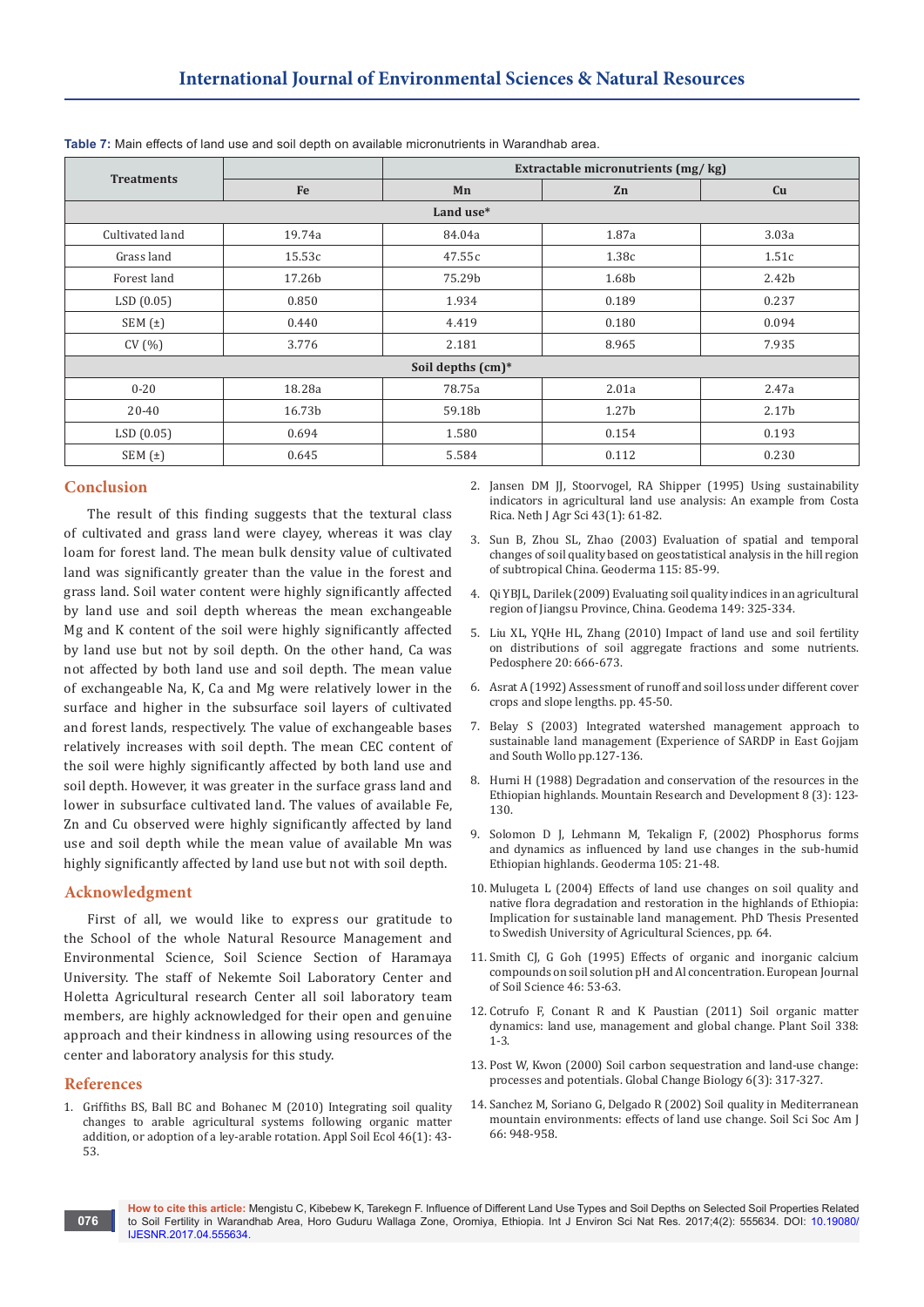**Table 7:** Main effects of land use and soil depth on available micronutrients in Warandhab area.

| Treatments | Extractable micronutrients (mg/ kg) | | | |
|---|---|---|---|---|
| | Fe | Mn | Zn | Cu |
| **Land use*** | | | | |
| Cultivated land | 19.74a | 84.04a | 1.87a | 3.03a |
| Grass land | 15.53c | 47.55c | 1.38c | 1.51c |
| Forest land | 17.26b | 75.29b | 1.68b | 2.42b |
| LSD (0.05) | 0.850 | 1.934 | 0.189 | 0.237 |
| SEM (±) | 0.440 | 4.419 | 0.180 | 0.094 |
| CV (%) | 3.776 | 2.181 | 8.965 | 7.935 |
| **Soil depths (cm)*** | | | | |
| 0-20 | 18.28a | 78.75a | 2.01a | 2.47a |
| 20-40 | 16.73b | 59.18b | 1.27b | 2.17b |
| LSD (0.05) | 0.694 | 1.580 | 0.154 | 0.193 |
| SEM (±) | 0.645 | 5.584 | 0.112 | 0.230 |

## Conclusion

The result of this finding suggests that the textural class of cultivated and grass land were clayey, whereas it was clay loam for forest land. The mean bulk density value of cultivated land was significantly greater than the value in the forest and grass land. Soil water content were highly significantly affected by land use and soil depth whereas the mean exchangeable Mg and K content of the soil were highly significantly affected by land use but not by soil depth. On the other hand, Ca was not affected by both land use and soil depth. The mean value of exchangeable Na, K, Ca and Mg were relatively lower in the surface and higher in the subsurface soil layers of cultivated and forest lands, respectively. The value of exchangeable bases relatively increases with soil depth. The mean CEC content of the soil were highly significantly affected by both land use and soil depth. However, it was greater in the surface grass land and lower in subsurface cultivated land. The values of available Fe, Zn and Cu observed were highly significantly affected by land use and soil depth while the mean value of available Mn was highly significantly affected by land use but not with soil depth.

## Acknowledgment

First of all, we would like to express our gratitude to the School of the whole Natural Resource Management and Environmental Science, Soil Science Section of Haramaya University. The staff of Nekemte Soil Laboratory Center and Holetta Agricultural research Center all soil laboratory team members, are highly acknowledged for their open and genuine approach and their kindness in allowing using resources of the center and laboratory analysis for this study.

## References

1. Griffiths BS, Ball BC and Bohanec M (2010) Integrating soil quality changes to arable agricultural systems following organic matter addition, or adoption of a ley-arable rotation. Appl Soil Ecol 46(1): 43-53.
2. Jansen DM JJ, Stoorvogel, RA Shipper (1995) Using sustainability indicators in agricultural land use analysis: An example from Costa Rica. Neth J Agr Sci 43(1): 61-82.
3. Sun B, Zhou SL, Zhao (2003) Evaluation of spatial and temporal changes of soil quality based on geostatistical analysis in the hill region of subtropical China. Geoderma 115: 85-99.
4. Qi YBJL, Darilek (2009) Evaluating soil quality indices in an agricultural region of Jiangsu Province, China. Geodema 149: 325-334.
5. Liu XL, YQHe HL, Zhang (2010) Impact of land use and soil fertility on distributions of soil aggregate fractions and some nutrients. Pedosphere 20: 666-673.
6. Asrat A (1992) Assessment of runoff and soil loss under different cover crops and slope lengths. pp. 45-50.
7. Belay S (2003) Integrated watershed management approach to sustainable land management (Experience of SARDP in East Gojjam and South Wollo pp.127-136.
8. Hurni H (1988) Degradation and conservation of the resources in the Ethiopian highlands. Mountain Research and Development 8 (3): 123-130.
9. Solomon D J, Lehmann M, Tekalign F, (2002) Phosphorus forms and dynamics as influenced by land use changes in the sub-humid Ethiopian highlands. Geoderma 105: 21-48.
10. Mulugeta L (2004) Effects of land use changes on soil quality and native flora degradation and restoration in the highlands of Ethiopia: Implication for sustainable land management. PhD Thesis Presented to Swedish University of Agricultural Sciences, pp. 64.
11. Smith CJ, G Goh (1995) Effects of organic and inorganic calcium compounds on soil solution pH and Al concentration. European Journal of Soil Science 46: 53-63.
12. Cotrufo F, Conant R and K Paustian (2011) Soil organic matter dynamics: land use, management and global change. Plant Soil 338: 1-3.
13. Post W, Kwon (2000) Soil carbon sequestration and land-use change: processes and potentials. Global Change Biology 6(3): 317-327.
14. Sanchez M, Soriano G, Delgado R (2002) Soil quality in Mediterranean mountain environments: effects of land use change. Soil Sci Soc Am J 66: 948-958.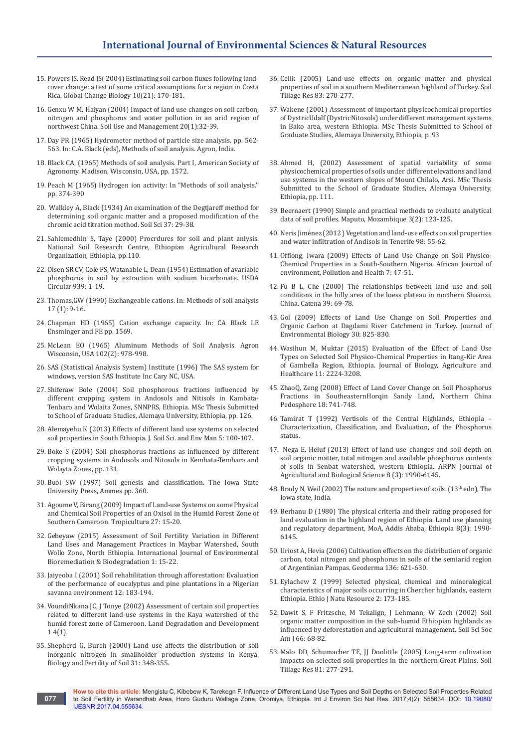15. Powers JS, Read JS( 2004) Estimating soil carbon fluxes following land-cover change: a test of some critical assumptions for a region in Costa Rica. Global Change Biology 10(21): 170-181.

16. Genxu W M, Haiyan (2004) Impact of land use changes on soil carbon, nitrogen and phosphorus and water pollution in an arid region of northwest China. Soil Use and Management 20(1):32-39.

17. Day PR (1965) Hydrometer method of particle size analysis. pp. 562-563. In: C.A. Black (eds), Methods of soil analysis. Agron, India.

18. Black CA, (1965) Methods of soil analysis. Part I, American Society of Agronomy. Madison, Wisconsin, USA, pp. 1572.

19. Peach M (1965) Hydrogen ion activity: In "Methods of soil analysis." pp. 374-390

20. Walkley A, Black (1934) An examination of the Degtjareff method for determining soil organic matter and a proposed modification of the chromic acid titration method. Soil Sci 37: 29-38.

21. Sahlemedhin S, Taye (2000) Procrdures for soil and plant anlysis. National Soil Research Centre, Ethiopian Agricultural Research Organization, Ethiopia, pp.110.

22. Olsen SR CV, Cole FS, Watanable L, Dean (1954) Estimation of avariable phosphorus in soil by extraction with sodium bicarbonate. USDA Circular 939: 1-19.

23. Thomas,GW (1990) Exchangeable cations. In: Methods of soil analysis 17 (1): 9-16.

24. Chapman HD (1965) Cation exchange capacity. In: CA Black LE Ensminger and FE pp. 1569.

25. McLean EO (1965) Aluminum Methods of Soil Analysis. Agron Wisconsin, USA 102(2): 978-998.

26. SAS (Statistical Analysis System) Institute (1996) The SAS system for windows, version SAS Institute Inc Cary NC, USA.

27. Shiferaw Bole (2004) Soil phosphorous fractions influenced by different cropping system in Andosols and Nitisols in Kambata-Tenbaro and Wolaita Zones, SNNPRS, Ethiopia. MSc Thesis Submitted to School of Graduate Studies, Alemaya University, Ethiopia, pp. 126.

28. Alemayehu K (2013) Effects of different land use systems on selected soil properties in South Ethiopia. J. Soil Sci. and Env Man 5: 100-107.

29. Boke S (2004) Soil phosphorus fractions as influenced by different cropping systems in Andosols and Nitosols in Kembata-Tembaro and Wolayta Zones, pp. 131.

30. Buol SW (1997) Soil genesis and classification. The Iowa State University Press, Ammes pp. 360.

31. Agoume V, Birang (2009) Impact of Land-use Systems on some Physical and Chemical Soil Properties of an Oxisol in the Humid Forest Zone of Southern Cameroon. Tropicultura 27: 15-20.

32. Gebeyaw (2015) Assessment of Soil Fertility Variation in Different Land Uses and Management Practices in Maybar Watershed, South Wollo Zone, North Ethiopia. International Journal of Environmental Bioremediation & Biodegradation 1: 15-22.

33. Jaiyeoba I (2001) Soil rehabilitation through afforestation: Evaluation of the performance of eucalyptus and pine plantations in a Nigerian savanna environment 12: 183-194.

34. VoundiNkana JC, J Tonye (2002) Assessment of certain soil properties related to different land-use systems in the Kaya watershed of the humid forest zone of Cameroon. Land Degradation and Development 1 4(1).

35. Shepherd G, Bureh (2000) Land use affects the distribution of soil inorganic nitrogen in smallholder production systems in Kenya. Biology and Fertility of Soil 31: 348-355.

36. Celik (2005) Land-use effects on organic matter and physical properties of soil in a southern Mediterranean highland of Turkey. Soil Tillage Res 83: 270-277.

37. Wakene (2001) Assessment of important physicochemical properties of DystricUdalf (DystricNitosols) under different management systems in Bako area, western Ethiopia. MSc Thesis Submitted to School of Graduate Studies, Alemaya University, Ethiopia, p. 93

38. Ahmed H, (2002) Assessment of spatial variability of some physicochemical properties of soils under different elevations and land use systems in the western slopes of Mount Chilalo, Arsi. MSc Thesis Submitted to the School of Graduate Studies, Alemaya University, Ethiopia, pp. 111.

39. Beernaert (1990) Simple and practical methods to evaluate analytical data of soil profiles. Maputo, Mozambique 3(2): 123-125.

40. Neris Jiménez (2012 ) Vegetation and land-use effects on soil properties and water infiltration of Andisols in Tenerife 98: 55-62.

41. Offiong, Iwara (2009) Effects of Land Use Change on Soil Physico-Chemical Properties in a South-Southern Nigeria. African Journal of environment, Pollution and Health 7: 47-51.

42. Fu B L, Che (2000) The relationships between land use and soil conditions in the hilly area of the loess plateau in northern Shaanxi, China. Catena 39: 69-78.

43. Gol (2009) Effects of Land Use Change on Soil Properties and Organic Carbon at Dagdami River Catchment in Turkey. Journal of Environmental Biology 30: 825-830.

44. Wasihun M, Muktar (2015) Evaluation of the Effect of Land Use Types on Selected Soil Physico-Chemical Properties in Itang-Kir Area of Gambella Region, Ethiopia. Journal of Biology, Agriculture and Healthcare 11: 2224-3208.

45. ZhaoQ, Zeng (2008) Effect of Land Cover Change on Soil Phosphorus Fractions in SoutheasternHorqin Sandy Land, Northern China Pedosphere 18: 741-748.

46. Tamirat T (1992) Vertisols of the Central Highlands, Ethiopia – Characterization, Classification, and Evaluation, of the Phosphorus status.

47. Nega E, Heluf (2013) Effect of land use changes and soil depth on soil organic matter, total nitrogen and available phosphorus contents of soils in Senbat watershed, western Ethiopia. ARPN Journal of Agricultural and Biological Science 8 (3): 1990-6145.

48. Brady N, Weil (2002) The nature and properties of soils. (13th edn), The Iowa state, India.

49. Berhanu D (1980) The physical criteria and their rating proposed for land evaluation in the highland region of Ethiopia. Land use planning and regulatory department, MoA, Addis Ababa, Ethiopia 8(3): 1990-6145.

50. Uriost A, Hevia (2006) Cultivation effects on the distribution of organic carbon, total nitrogen and phosphorus in soils of the semiarid region of Argentinian Pampas. Geoderma 136: 621-630.

51. Eylachew Z (1999) Selected physical, chemical and mineralogical characteristics of major soils occurring in Chercher highlands, eastern Ethiopia. Ethio J Natu Resource 2: 173-185.

52. Dawit S, F Fritzsche, M Tekalign, J Lehmann, W Zech (2002) Soil organic matter composition in the sub-humid Ethiopian highlands as influenced by deforestation and agricultural management. Soil Sci Soc Am J 66: 68-82.

53. Malo DD, Schumacher TE, JJ Doolittle (2005) Long-term cultivation impacts on selected soil properties in the northern Great Plains. Soil Tillage Res 81: 277-291.

**How to cite this article:** Mengistu C, Kibebew K, Tarekegn F. Influence of Different Land Use Types and Soil Depths on Selected Soil Properties Related to Soil Fertility in Warandhab Area, Horo Guduru Wallaga Zone, Oromiya, Ethiopia. Int J Environ Sci Nat Res. 2017;4(2): 555634. DOI: 10.19080/IJESNR.2017.04.555634.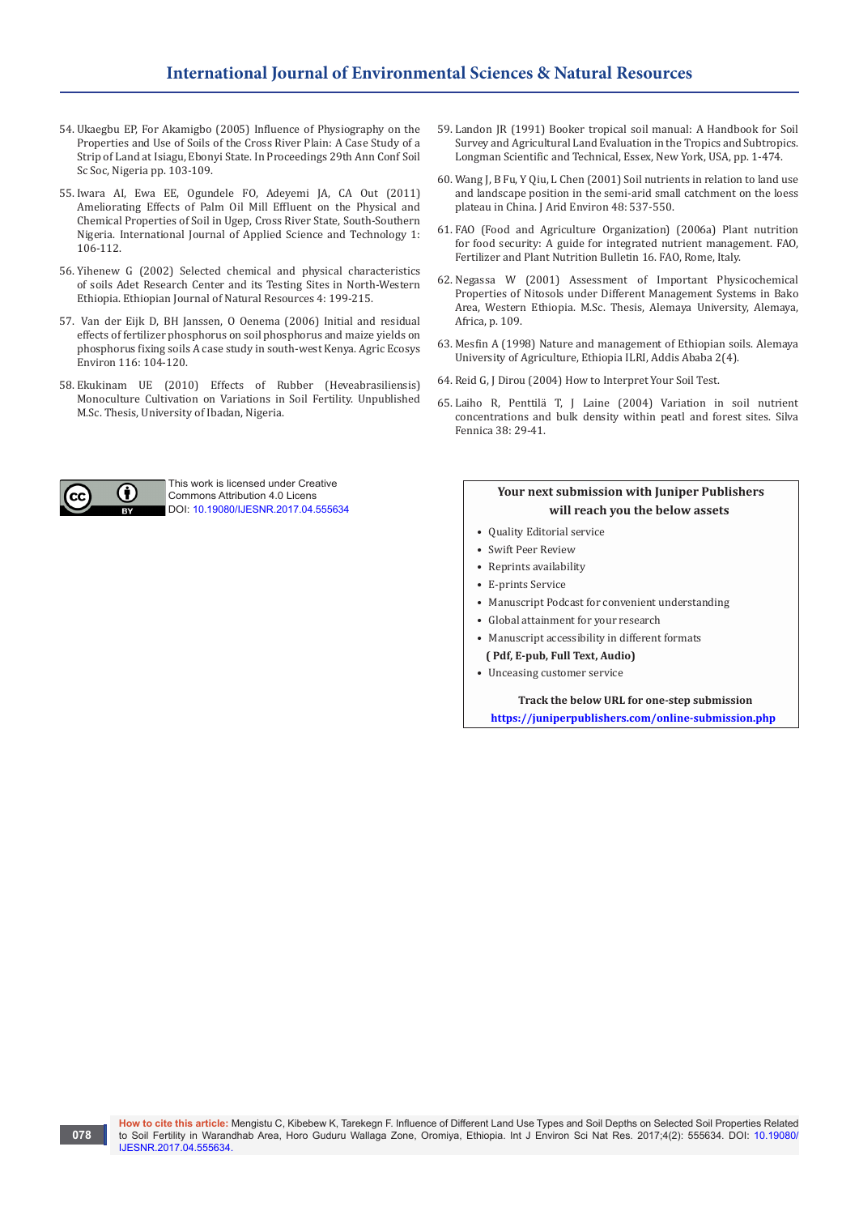54. Ukaegbu EP, For Akamigbo (2005) Influence of Physiography on the Properties and Use of Soils of the Cross River Plain: A Case Study of a Strip of Land at Isiagu, Ebonyi State. In Proceedings 29th Ann Conf Soil Sc Soc, Nigeria pp. 103-109.

55. Iwara AI, Ewa EE, Ogundele FO, Adeyemi JA, CA Out (2011) Ameliorating Effects of Palm Oil Mill Effluent on the Physical and Chemical Properties of Soil in Ugep, Cross River State, South-Southern Nigeria. International Journal of Applied Science and Technology 1: 106-112.

56. Yihenew G (2002) Selected chemical and physical characteristics of soils Adet Research Center and its Testing Sites in North-Western Ethiopia. Ethiopian Journal of Natural Resources 4: 199-215.

57. Van der Eijk D, BH Janssen, O Oenema (2006) Initial and residual effects of fertilizer phosphorus on soil phosphorus and maize yields on phosphorus fixing soils A case study in south-west Kenya. Agric Ecosys Environ 116: 104-120.

58. Ekukinam UE (2010) Effects of Rubber (Heveabrasiliensis) Monoculture Cultivation on Variations in Soil Fertility. Unpublished M.Sc. Thesis, University of Ibadan, Nigeria.

59. Landon JR (1991) Booker tropical soil manual: A Handbook for Soil Survey and Agricultural Land Evaluation in the Tropics and Subtropics. Longman Scientific and Technical, Essex, New York, USA, pp. 1-474.

60. Wang J, B Fu, Y Qiu, L Chen (2001) Soil nutrients in relation to land use and landscape position in the semi-arid small catchment on the loess plateau in China. J Arid Environ 48: 537-550.

61. FAO (Food and Agriculture Organization) (2006a) Plant nutrition for food security: A guide for integrated nutrient management. FAO, Fertilizer and Plant Nutrition Bulletin 16. FAO, Rome, Italy.

62. Negassa W (2001) Assessment of Important Physicochemical Properties of Nitosols under Different Management Systems in Bako Area, Western Ethiopia. M.Sc. Thesis, Alemaya University, Alemaya, Africa, p. 109.

63. Mesfin A (1998) Nature and management of Ethiopian soils. Alemaya University of Agriculture, Ethiopia ILRI, Addis Ababa 2(4).

64. Reid G, J Dirou (2004) How to Interpret Your Soil Test.

65. Laiho R, Penttilä T, J Laine (2004) Variation in soil nutrient concentrations and bulk density within peatl and forest sites. Silva Fennica 38: 29-41.

This work is licensed under Creative Commons Attribution 4.0 Licens
DOI: 10.19080/IJESNR.2017.04.555634

**Your next submission with Juniper Publishers will reach you the below assets**

- Quality Editorial service
- Swift Peer Review
- Reprints availability
- E-prints Service
- Manuscript Podcast for convenient understanding
- Global attainment for your research
- Manuscript accessibility in different formats
  **( Pdf, E-pub, Full Text, Audio)**
- Unceasing customer service

**Track the below URL for one-step submission**
**https://juniperpublishers.com/online-submission.php**

**How to cite this article:** Mengistu C, Kibebew K, Tarekegn F. Influence of Different Land Use Types and Soil Depths on Selected Soil Properties Related to Soil Fertility in Warandhab Area, Horo Guduru Wallaga Zone, Oromiya, Ethiopia. Int J Environ Sci Nat Res. 2017;4(2): 555634. DOI: 10.19080/IJESNR.2017.04.555634.